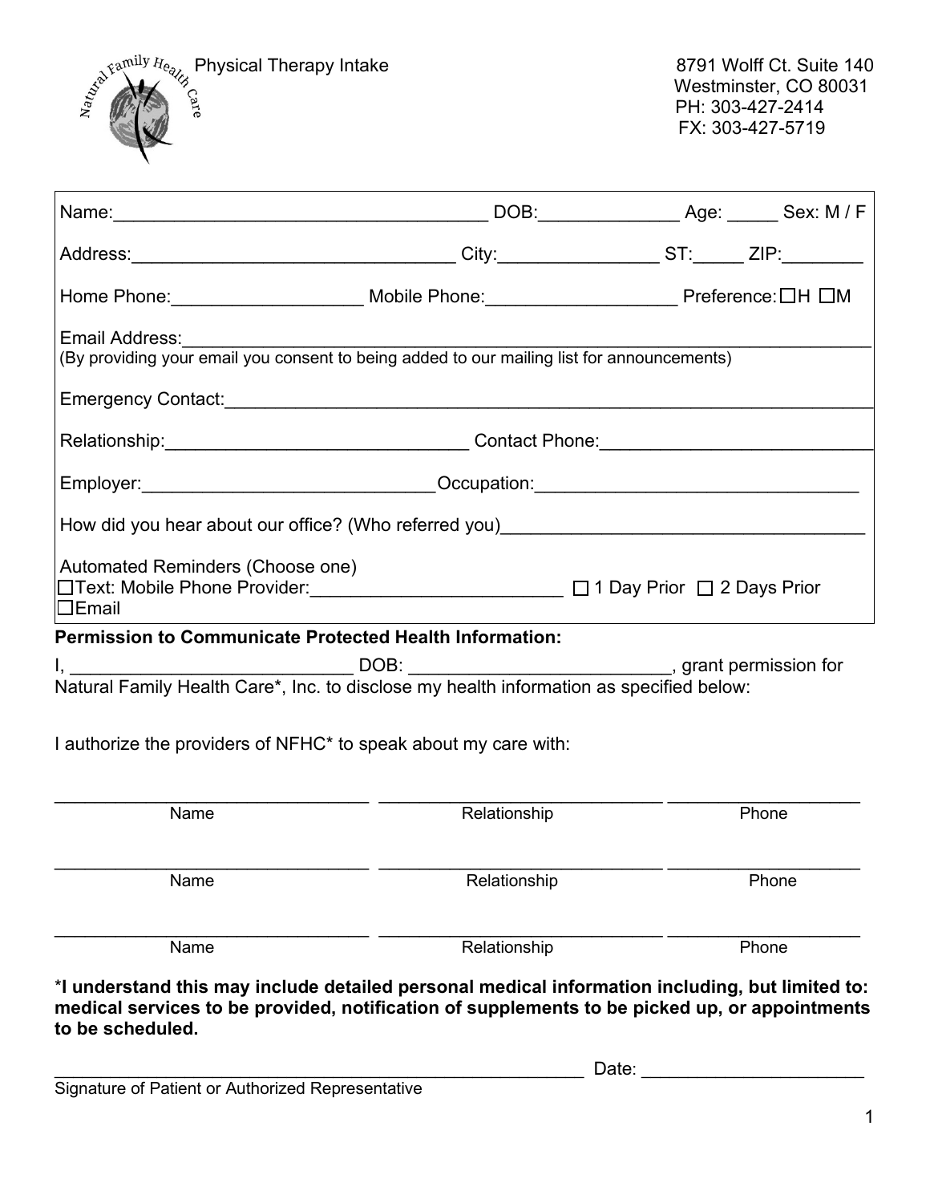Natural Family Health Care

# Physical Therapy Intake

8791 Wolff Ct. Suite 140
Westminster, CO 80031
PH: 303-427-2414
FX: 303-427-5719

Name:______________________________________ DOB:______________ Age: _____ Sex: M / F

Address:________________________________ City:________________ ST:_____ ZIP:________

Home Phone:___________________ Mobile Phone:___________________ Preference: ☐H ☐M

Email Address:______________________________________________________________________
(By providing your email you consent to being added to our mailing list for announcements)

Emergency Contact:__________________________________________________________________

Relationship:_______________________________ Contact Phone:____________________________

Employer:_____________________________Occupation:_________________________________

How did you hear about our office? (Who referred you)_____________________________________

Automated Reminders (Choose one)
☐Text: Mobile Phone Provider:_________________________ ☐ 1 Day Prior ☐ 2 Days Prior
☐Email

**Permission to Communicate Protected Health Information:**

I, ____________________________ DOB: __________________________, grant permission for Natural Family Health Care*, Inc. to disclose my health information as specified below:

I authorize the providers of NFHC* to speak about my care with:

| Name | Relationship | Phone |
|---|---|---|
| | | |
| | | |
| | | |

***I understand this may include detailed personal medical information including, but limited to: medical services to be provided, notification of supplements to be picked up, or appointments to be scheduled.**

__________________________________________________________ Date: _______________________
Signature of Patient or Authorized Representative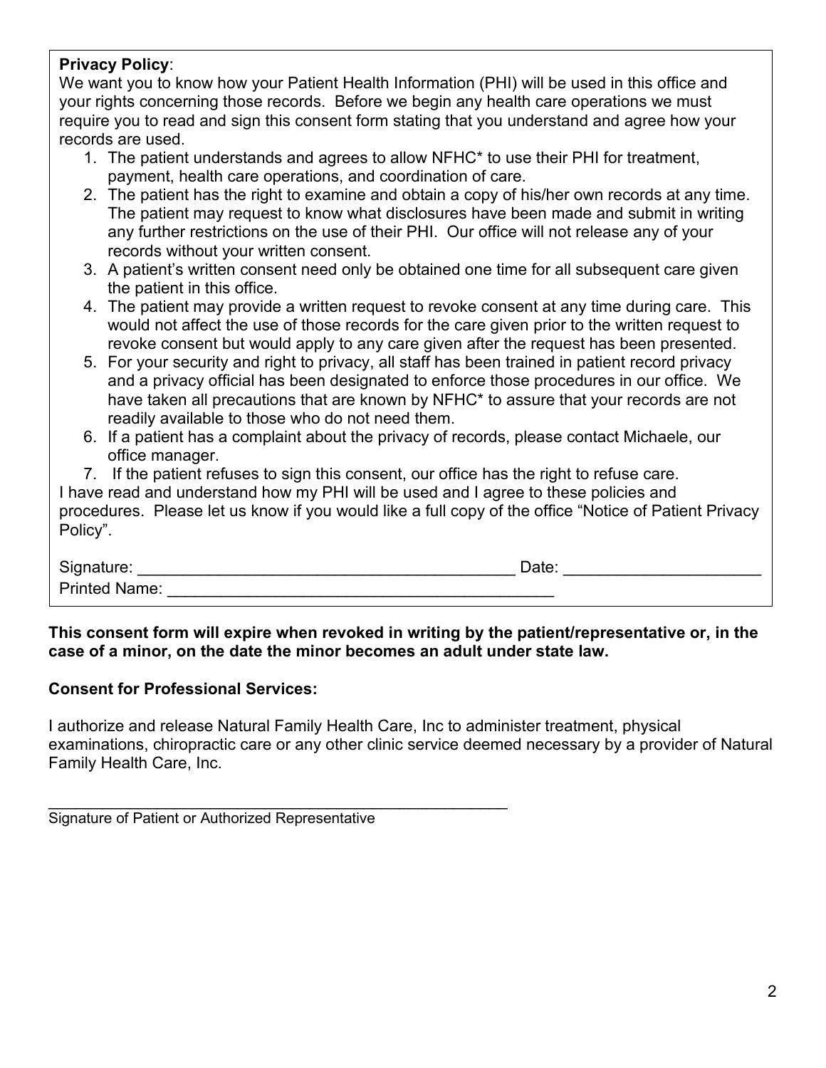**Privacy Policy**:

We want you to know how your Patient Health Information (PHI) will be used in this office and your rights concerning those records. Before we begin any health care operations we must require you to read and sign this consent form stating that you understand and agree how your records are used.

1. The patient understands and agrees to allow NFHC* to use their PHI for treatment, payment, health care operations, and coordination of care.
2. The patient has the right to examine and obtain a copy of his/her own records at any time. The patient may request to know what disclosures have been made and submit in writing any further restrictions on the use of their PHI. Our office will not release any of your records without your written consent.
3. A patient's written consent need only be obtained one time for all subsequent care given the patient in this office.
4. The patient may provide a written request to revoke consent at any time during care. This would not affect the use of those records for the care given prior to the written request to revoke consent but would apply to any care given after the request has been presented.
5. For your security and right to privacy, all staff has been trained in patient record privacy and a privacy official has been designated to enforce those procedures in our office. We have taken all precautions that are known by NFHC* to assure that your records are not readily available to those who do not need them.
6. If a patient has a complaint about the privacy of records, please contact Michaele, our office manager.
7. If the patient refuses to sign this consent, our office has the right to refuse care.

I have read and understand how my PHI will be used and I agree to these policies and procedures. Please let us know if you would like a full copy of the office "Notice of Patient Privacy Policy".

Signature: ___________________________________________ Date: ______________________

Printed Name: ____________________________________________

**This consent form will expire when revoked in writing by the patient/representative or, in the case of a minor, on the date the minor becomes an adult under state law.**

**Consent for Professional Services:**

I authorize and release Natural Family Health Care, Inc to administer treatment, physical examinations, chiropractic care or any other clinic service deemed necessary by a provider of Natural Family Health Care, Inc.

_____________________________________________________

Signature of Patient or Authorized Representative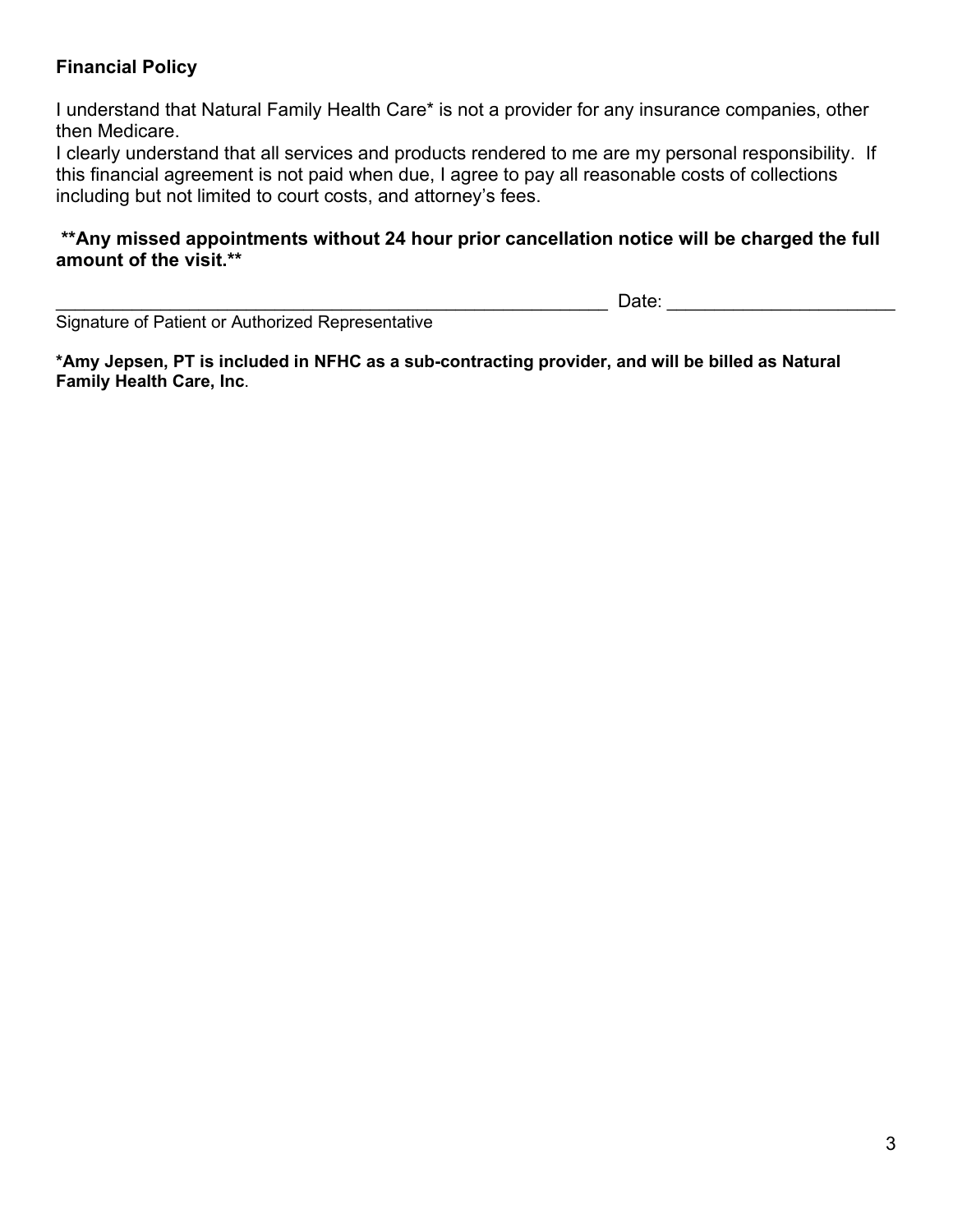**Financial Policy**

I understand that Natural Family Health Care* is not a provider for any insurance companies, other then Medicare.
I clearly understand that all services and products rendered to me are my personal responsibility. If this financial agreement is not paid when due, I agree to pay all reasonable costs of collections including but not limited to court costs, and attorney's fees.

**\*\*Any missed appointments without 24 hour prior cancellation notice will be charged the full amount of the visit.\*\***

_________________________________________________________ Date: ______________________

Signature of Patient or Authorized Representative

**\*Amy Jepsen, PT is included in NFHC as a sub-contracting provider, and will be billed as Natural Family Health Care, Inc**.